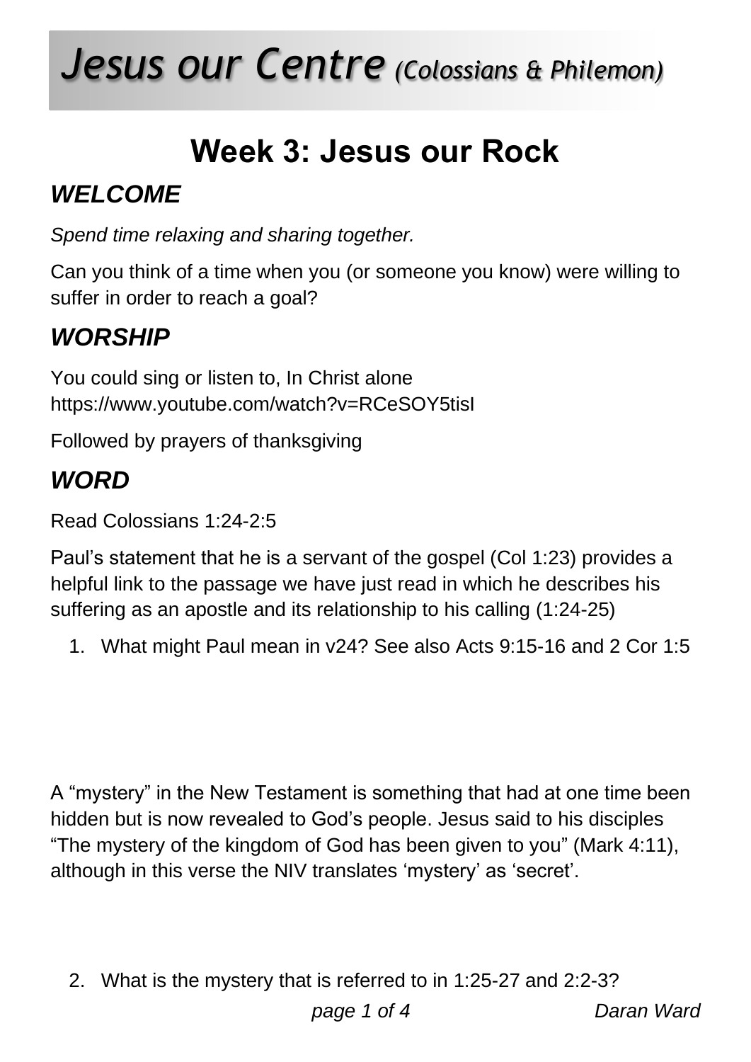# *Jesus our Centre* *(Colossians & Philemon)*

## Week 3: Jesus our Rock

### *WELCOME*

*Spend time relaxing and sharing together.*

Can you think of a time when you (or someone you know) were willing to suffer in order to reach a goal?

### *WORSHIP*

You could sing or listen to, In Christ alone
https://www.youtube.com/watch?v=RCeSOY5tisI

Followed by prayers of thanksgiving

### *WORD*

Read Colossians 1:24-2:5

Paul's statement that he is a servant of the gospel (Col 1:23) provides a helpful link to the passage we have just read in which he describes his suffering as an apostle and its relationship to his calling (1:24-25)

1. What might Paul mean in v24? See also Acts 9:15-16 and 2 Cor 1:5

A "mystery" in the New Testament is something that had at one time been hidden but is now revealed to God's people. Jesus said to his disciples "The mystery of the kingdom of God has been given to you" (Mark 4:11), although in this verse the NIV translates 'mystery' as 'secret'.

2. What is the mystery that is referred to in 1:25-27 and 2:2-3?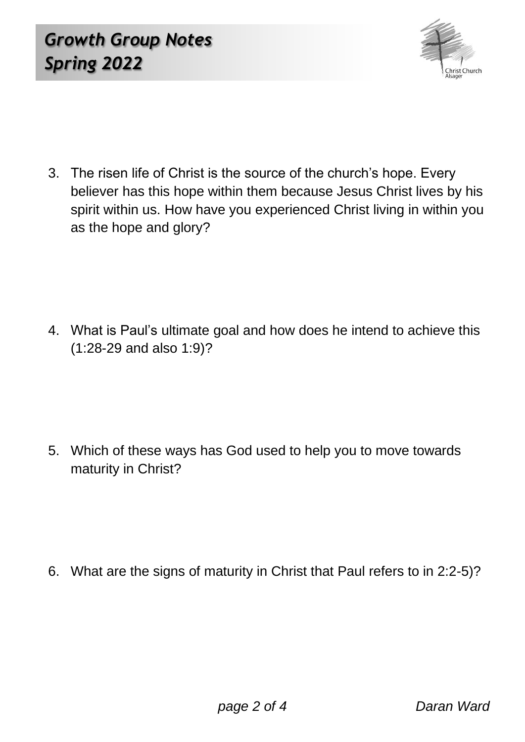3. The risen life of Christ is the source of the church's hope. Every believer has this hope within them because Jesus Christ lives by his spirit within us. How have you experienced Christ living in within you as the hope and glory?

4. What is Paul's ultimate goal and how does he intend to achieve this (1:28-29 and also 1:9)?

5. Which of these ways has God used to help you to move towards maturity in Christ?

6. What are the signs of maturity in Christ that Paul refers to in 2:2-5)?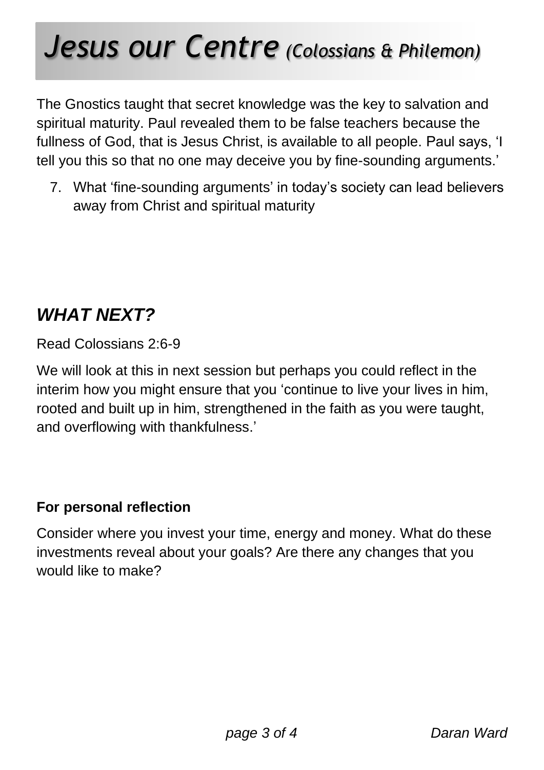# *Jesus our Centre (Colossians & Philemon)*

The Gnostics taught that secret knowledge was the key to salvation and spiritual maturity. Paul revealed them to be false teachers because the fullness of God, that is Jesus Christ, is available to all people. Paul says, 'I tell you this so that no one may deceive you by fine-sounding arguments.'

7. What 'fine-sounding arguments' in today's society can lead believers away from Christ and spiritual maturity

## *WHAT NEXT?*

Read Colossians 2:6-9

We will look at this in next session but perhaps you could reflect in the interim how you might ensure that you 'continue to live your lives in him, rooted and built up in him, strengthened in the faith as you were taught, and overflowing with thankfulness.'

**For personal reflection**

Consider where you invest your time, energy and money. What do these investments reveal about your goals? Are there any changes that you would like to make?